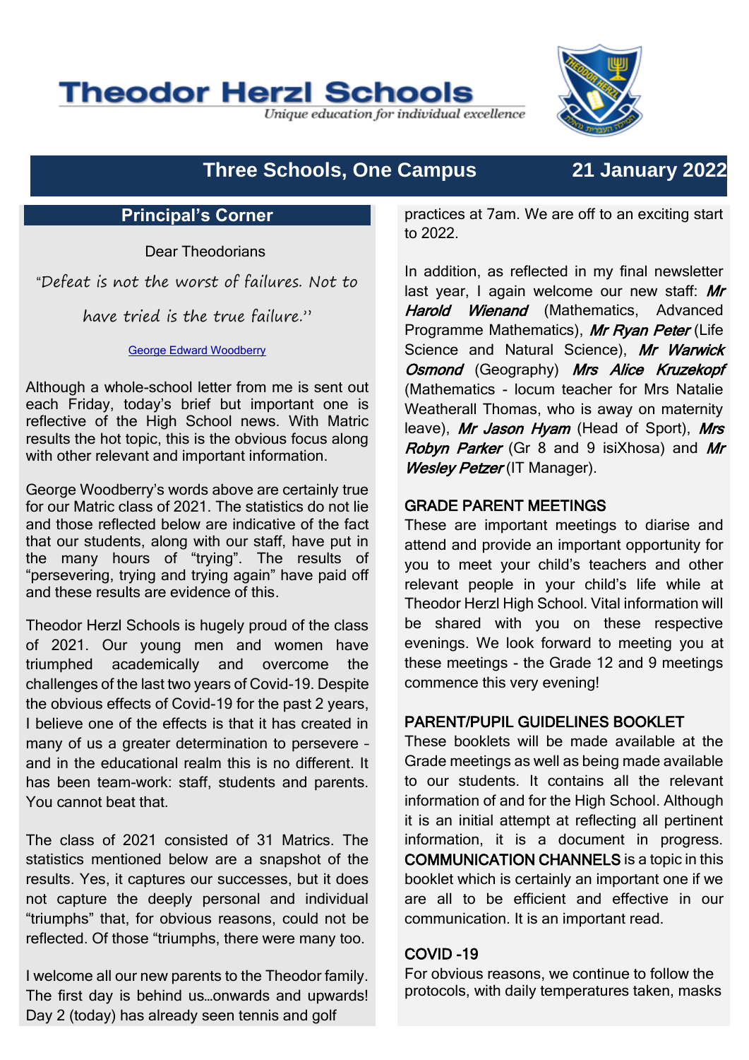# Theodor Herzl Schools

*Unique education for individual excellence*

## Three Schools, One Campus — 21 January 2022

### Principal's Corner

Dear Theodorians

"Defeat is not the worst of failures. Not to have tried is the true failure."

George Edward Woodberry

Although a whole-school letter from me is sent out each Friday, today's brief but important one is reflective of the High School news. With Matric results the hot topic, this is the obvious focus along with other relevant and important information.

George Woodberry's words above are certainly true for our Matric class of 2021. The statistics do not lie and those reflected below are indicative of the fact that our students, along with our staff, have put in the many hours of "trying". The results of "persevering, trying and trying again" have paid off and these results are evidence of this.

Theodor Herzl Schools is hugely proud of the class of 2021. Our young men and women have triumphed academically and overcome the challenges of the last two years of Covid-19. Despite the obvious effects of Covid-19 for the past 2 years, I believe one of the effects is that it has created in many of us a greater determination to persevere – and in the educational realm this is no different. It has been team-work: staff, students and parents. You cannot beat that.

The class of 2021 consisted of 31 Matrics. The statistics mentioned below are a snapshot of the results. Yes, it captures our successes, but it does not capture the deeply personal and individual "triumphs" that, for obvious reasons, could not be reflected. Of those "triumphs, there were many too.

I welcome all our new parents to the Theodor family. The first day is behind us…onwards and upwards! Day 2 (today) has already seen tennis and golf practices at 7am. We are off to an exciting start to 2022.

In addition, as reflected in my final newsletter last year, I again welcome our new staff: ***Mr Harold Wienand*** (Mathematics, Advanced Programme Mathematics), ***Mr Ryan Peter*** (Life Science and Natural Science), ***Mr Warwick Osmond*** (Geography) ***Mrs Alice Kruzekopf*** (Mathematics - locum teacher for Mrs Natalie Weatherall Thomas, who is away on maternity leave), ***Mr Jason Hyam*** (Head of Sport), ***Mrs Robyn Parker*** (Gr 8 and 9 isiXhosa) and ***Mr Wesley Petzer*** (IT Manager).

#### GRADE PARENT MEETINGS

These are important meetings to diarise and attend and provide an important opportunity for you to meet your child's teachers and other relevant people in your child's life while at Theodor Herzl High School. Vital information will be shared with you on these respective evenings. We look forward to meeting you at these meetings - the Grade 12 and 9 meetings commence this very evening!

#### PARENT/PUPIL GUIDELINES BOOKLET

These booklets will be made available at the Grade meetings as well as being made available to our students. It contains all the relevant information of and for the High School. Although it is an initial attempt at reflecting all pertinent information, it is a document in progress. COMMUNICATION CHANNELS is a topic in this booklet which is certainly an important one if we are all to be efficient and effective in our communication. It is an important read.

#### COVID -19

For obvious reasons, we continue to follow the protocols, with daily temperatures taken, masks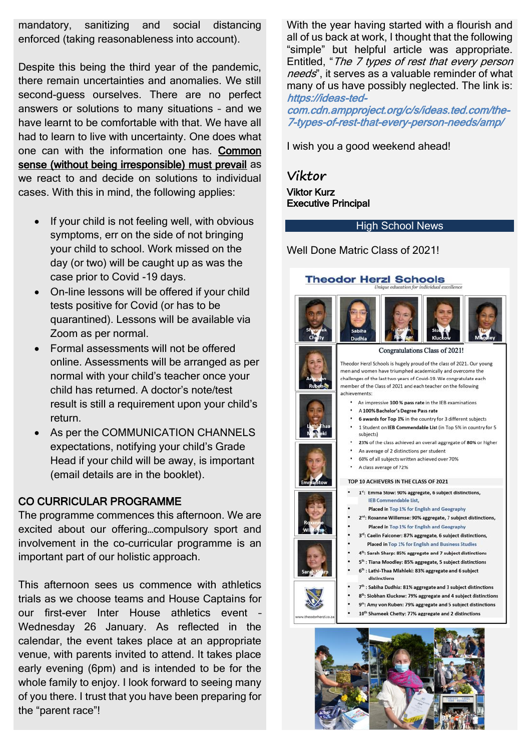mandatory, sanitizing and social distancing enforced (taking reasonableness into account).

Despite this being the third year of the pandemic, there remain uncertainties and anomalies. We still second-guess ourselves. There are no perfect answers or solutions to many situations – and we have learnt to be comfortable with that. We have all had to learn to live with uncertainty. One does what one can with the information one has. **Common sense (without being irresponsible) must prevail** as we react to and decide on solutions to individual cases. With this in mind, the following applies:

- If your child is not feeling well, with obvious symptoms, err on the side of not bringing your child to school. Work missed on the day (or two) will be caught up as was the case prior to Covid -19 days.
- On-line lessons will be offered if your child tests positive for Covid (or has to be quarantined). Lessons will be available via Zoom as per normal.
- Formal assessments will not be offered online. Assessments will be arranged as per normal with your child's teacher once your child has returned. A doctor's note/test result is still a requirement upon your child's return.
- As per the COMMUNICATION CHANNELS expectations, notifying your child's Grade Head if your child will be away, is important (email details are in the booklet).

## CO CURRICULAR PROGRAMME

The programme commences this afternoon. We are excited about our offering…compulsory sport and involvement in the co-curricular programme is an important part of our holistic approach.

This afternoon sees us commence with athletics trials as we choose teams and House Captains for our first-ever Inter House athletics event – Wednesday 26 January. As reflected in the calendar, the event takes place at an appropriate venue, with parents invited to attend. It takes place early evening (6pm) and is intended to be for the whole family to enjoy. I look forward to seeing many of you there. I trust that you have been preparing for the "parent race"!

With the year having started with a flourish and all of us back at work, I thought that the following "simple" but helpful article was appropriate. Entitled, "*The 7 types of rest that every person needs*", it serves as a valuable reminder of what many of us have possibly neglected. The link is: https://ideas-ted-com.cdn.ampproject.org/c/s/ideas.ted.com/the-7-types-of-rest-that-every-person-needs/amp/

I wish you a good weekend ahead!

*Viktor*

**Viktor Kurz**
**Executive Principal**

## High School News

Well Done Matric Class of 2021!

**Theodor Herzl Schools**
*Unique education for individual excellence*

Shameek Chetty, Sabiha Dudhia, Caelin Falconer, Siobhan Kluckow, Tiana Moodley, Amy von Ruben, Lathi-Thaa Mlahleki, Emma Stow, Roxanne Willemse, Sarah Sharp

www.theodorherzl.co.za

### Congratulations Class of 2021!

Theodor Herzl Schools is hugely proud of the class of 2021. Our young men and women have triumphed academically and overcome the challenges of the last two years of Covid-19. We congratulate each member of the Class of 2021 and each teacher on the following achievements:

- An impressive **100 % pass rate** in the IEB examinations
- A **100% Bachelor's Degree Pass rate**
- **6 awards for Top 1%** in the country for 3 different subjects
- 1 Student on **IEB Commendable List** (in Top 5% in country for 5 subjects)
- **23%** of the class achieved an overall aggregate of **80%** or higher
- An average of 2 distinctions per student
- 60% of all subjects written achieved over 70%
- A class average of 72%

**TOP 10 ACHIEVERS IN THE CLASS OF 2021**

- 1st: Emma Stow: 90% aggregate, 6 subject distinctions, IEB Commendable List, Placed in Top 1% for English and Geography
- 2nd: Roxanne Willemse: 90% aggregate, 7 subject distinctions, Placed in Top 1% for English and Geography
- 3rd: Caelin Falconer: 87% aggregate, 6 subject distinctions, Placed in Top 1% for English and Business Studies
- 4th: Sarah Sharp: 85% aggregate and 7 subject distinctions
- 5th: Tiana Moodley: 85% aggregate, 5 subject distinctions
- 6th: Lathi-Thaa Mlahleki: 83% aggregate and 6 subject distinctions
- 7th: Sabiha Dudhia: 81% aggregate and 3 subject distinctions
- 8th: Siobhan Kluckow: 79% aggregate and 4 subject distinctions
- 9th: Amy von Ruben: 79% aggregate and 5 subject distinctions
- 10th Shameek Chetty: 77% aggregate and 2 distinctions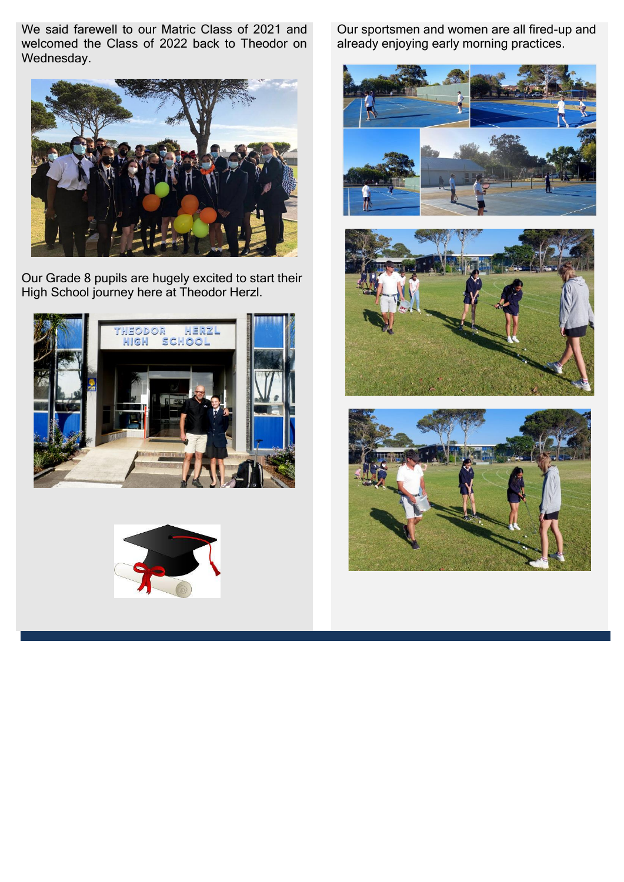We said farewell to our Matric Class of 2021 and welcomed the Class of 2022 back to Theodor on Wednesday.

Our Grade 8 pupils are hugely excited to start their High School journey here at Theodor Herzl.

Our sportsmen and women are all fired-up and already enjoying early morning practices.